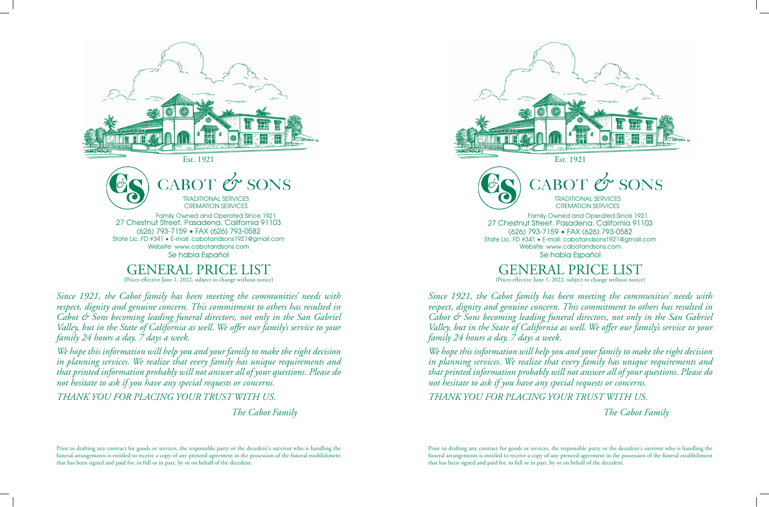Est. 1921

# CABOT & SONS

TRADITIONAL SERVICES
CREMATION SERVICES

Family Owned and Operated Since 1921
27 Chestnut Street. Pasadena. California 91103
(626) 793-7159 • FAX (626) 793-0582
State Lic. FD #341 • E-mail: cabotandsons1921@gmail.com
Website: www.cabotandsons.com
Se habla Español

## GENERAL PRICE LIST

(Prices effective June 1, 2022, subject to change without notice)

*Since 1921, the Cabot family has been meeting the communities' needs with respect, dignity and genuine concern. This commitment to others has resulted in Cabot & Sons becoming leading funeral directors, not only in the San Gabriel Valley, but in the State of California as well. We offer our family's service to your family 24 hours a day, 7 days a week.*

*We hope this information will help you and your family to make the right decision in planning services. We realize that every family has unique requirements and that printed information probably will not answer all of your questions. Please do not hesitate to ask if you have any special requests or concerns.*

*THANK YOU FOR PLACING YOUR TRUST WITH US.*

*The Cabot Family*

Prior to drafting any contract for goods or services, the responsible party or the decedent's survivor who is handling the funeral arrangements is entitled to receive a copy of any preneed agreement in the possession of the funeral establishment that has been signed and paid for, in full or in part, by or on behalf of the decedent.

Est. 1921

# CABOT & SONS

TRADITIONAL SERVICES
CREMATION SERVICES

Family Owned and Operated Since 1921
27 Chestnut Street. Pasadena. California 91103
(626) 793-7159 • FAX (626) 793-0582
State Lic. FD #341 • E-mail: cabotandsons1921@gmail.com
Website: www.cabotandsons.com
Se habla Español

## GENERAL PRICE LIST

(Prices effective June 1, 2022, subject to change without notice)

*Since 1921, the Cabot family has been meeting the communities' needs with respect, dignity and genuine concern. This commitment to others has resulted in Cabot & Sons becoming leading funeral directors, not only in the San Gabriel Valley, but in the State of California as well. We offer our family's service to your family 24 hours a day, 7 days a week.*

*We hope this information will help you and your family to make the right decision in planning services. We realize that every family has unique requirements and that printed information probably will not answer all of your questions. Please do not hesitate to ask if you have any special requests or concerns.*

*THANK YOU FOR PLACING YOUR TRUST WITH US.*

*The Cabot Family*

Prior to drafting any contract for goods or services, the responsible party or the decedent's survivor who is handling the funeral arrangements is entitled to receive a copy of any preneed agreement in the possession of the funeral establishment that has been signed and paid for, in full or in part, by or on behalf of the decedent.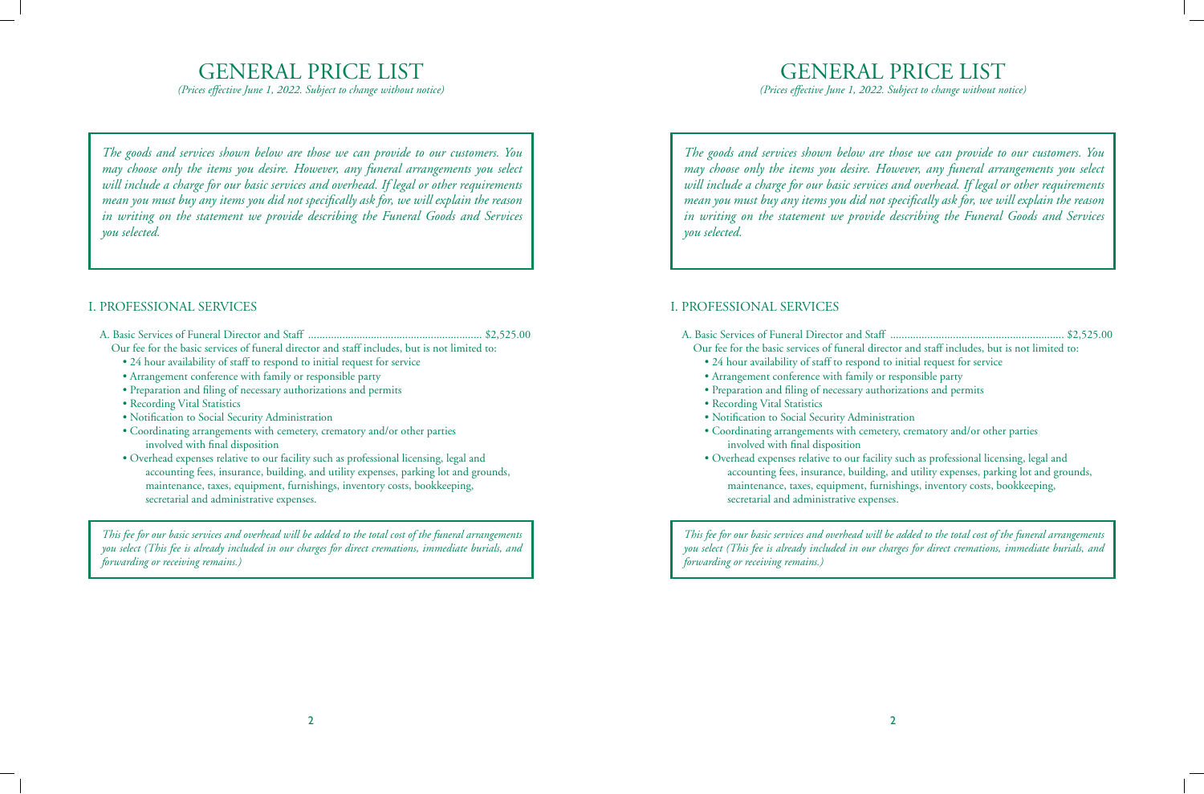# GENERAL PRICE LIST

*(Prices effective June 1, 2022. Subject to change without notice)*

*The goods and services shown below are those we can provide to our customers. You may choose only the items you desire. However, any funeral arrangements you select will include a charge for our basic services and overhead. If legal or other requirements mean you must buy any items you did not specifically ask for, we will explain the reason in writing on the statement we provide describing the Funeral Goods and Services you selected.*

## I. PROFESSIONAL SERVICES

A. Basic Services of Funeral Director and Staff ............................................................. $2,525.00

Our fee for the basic services of funeral director and staff includes, but is not limited to:

- 24 hour availability of staff to respond to initial request for service
- Arrangement conference with family or responsible party
- Preparation and filing of necessary authorizations and permits
- Recording Vital Statistics
- Notification to Social Security Administration
- Coordinating arrangements with cemetery, crematory and/or other parties involved with final disposition
- Overhead expenses relative to our facility such as professional licensing, legal and accounting fees, insurance, building, and utility expenses, parking lot and grounds, maintenance, taxes, equipment, furnishings, inventory costs, bookkeeping, secretarial and administrative expenses.

*This fee for our basic services and overhead will be added to the total cost of the funeral arrangements you select (This fee is already included in our charges for direct cremations, immediate burials, and forwarding or receiving remains.)*

# GENERAL PRICE LIST

*(Prices effective June 1, 2022. Subject to change without notice)*

*The goods and services shown below are those we can provide to our customers. You may choose only the items you desire. However, any funeral arrangements you select will include a charge for our basic services and overhead. If legal or other requirements mean you must buy any items you did not specifically ask for, we will explain the reason in writing on the statement we provide describing the Funeral Goods and Services you selected.*

## I. PROFESSIONAL SERVICES

A. Basic Services of Funeral Director and Staff ............................................................. $2,525.00

Our fee for the basic services of funeral director and staff includes, but is not limited to:

- 24 hour availability of staff to respond to initial request for service
- Arrangement conference with family or responsible party
- Preparation and filing of necessary authorizations and permits
- Recording Vital Statistics
- Notification to Social Security Administration
- Coordinating arrangements with cemetery, crematory and/or other parties involved with final disposition
- Overhead expenses relative to our facility such as professional licensing, legal and accounting fees, insurance, building, and utility expenses, parking lot and grounds, maintenance, taxes, equipment, furnishings, inventory costs, bookkeeping, secretarial and administrative expenses.

*This fee for our basic services and overhead will be added to the total cost of the funeral arrangements you select (This fee is already included in our charges for direct cremations, immediate burials, and forwarding or receiving remains.)*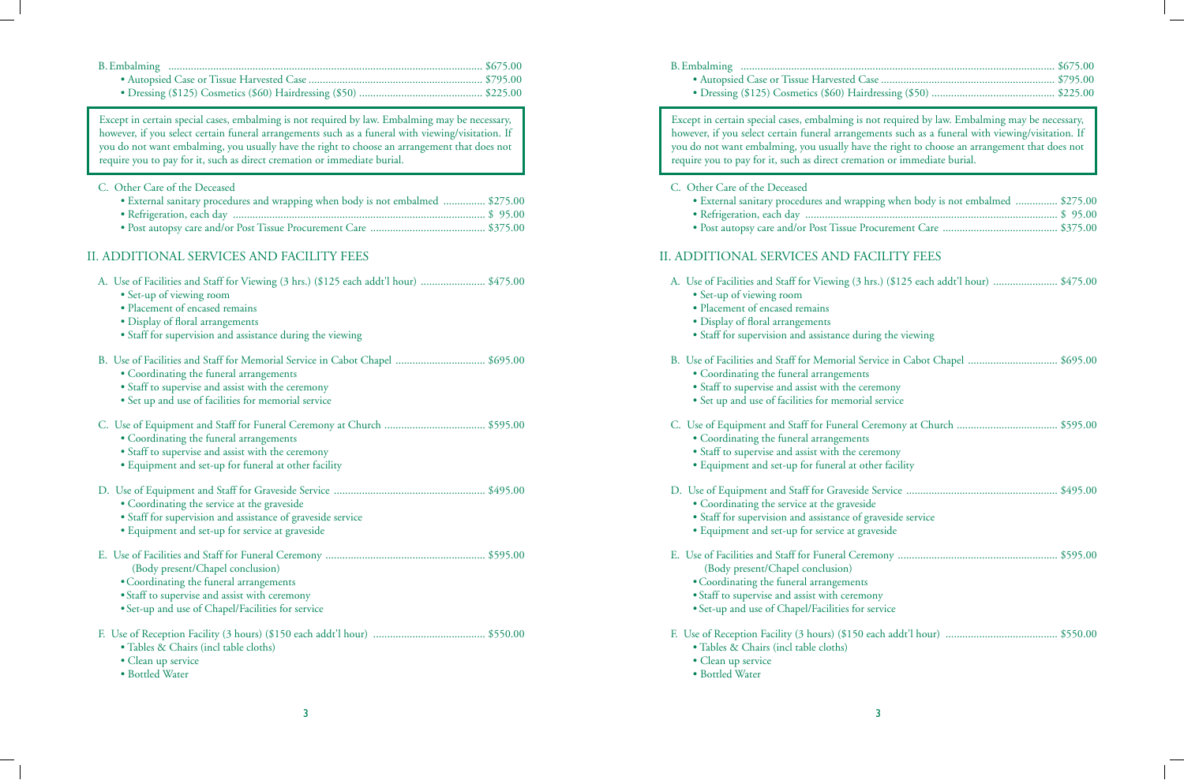B. Embalming ............................................................ $675.00

- Autopsied Case or Tissue Harvested Case ............................................................ $795.00
- Dressing ($125) Cosmetics ($60) Hairdressing ($50) ............................................................ $225.00

> Except in certain special cases, embalming is not required by law. Embalming may be necessary, however, if you select certain funeral arrangements such as a funeral with viewing/visitation. If you do not want embalming, you usually have the right to choose an arrangement that does not require you to pay for it, such as direct cremation or immediate burial.

C. Other Care of the Deceased

- External sanitary procedures and wrapping when body is not embalmed ............... $275.00
- Refrigeration, each day ............................................................ $ 95.00
- Post autopsy care and/or Post Tissue Procurement Care ............................................................ $375.00

## II. ADDITIONAL SERVICES AND FACILITY FEES

A. Use of Facilities and Staff for Viewing (3 hrs.) ($125 each addt'l hour) ....................... $475.00

- Set-up of viewing room
- Placement of encased remains
- Display of floral arrangements
- Staff for supervision and assistance during the viewing

B. Use of Facilities and Staff for Memorial Service in Cabot Chapel ................................ $695.00

- Coordinating the funeral arrangements
- Staff to supervise and assist with the ceremony
- Set up and use of facilities for memorial service

C. Use of Equipment and Staff for Funeral Ceremony at Church .................................... $595.00

- Coordinating the funeral arrangements
- Staff to supervise and assist with the ceremony
- Equipment and set-up for funeral at other facility

D. Use of Equipment and Staff for Graveside Service ............................................................ $495.00

- Coordinating the service at the graveside
- Staff for supervision and assistance of graveside service
- Equipment and set-up for service at graveside

E. Use of Facilities and Staff for Funeral Ceremony ............................................................ $595.00
(Body present/Chapel conclusion)

- Coordinating the funeral arrangements
- Staff to supervise and assist with ceremony
- Set-up and use of Chapel/Facilities for service

F. Use of Reception Facility (3 hours) ($150 each addt'l hour) ........................................ $550.00

- Tables & Chairs (incl table cloths)
- Clean up service
- Bottled Water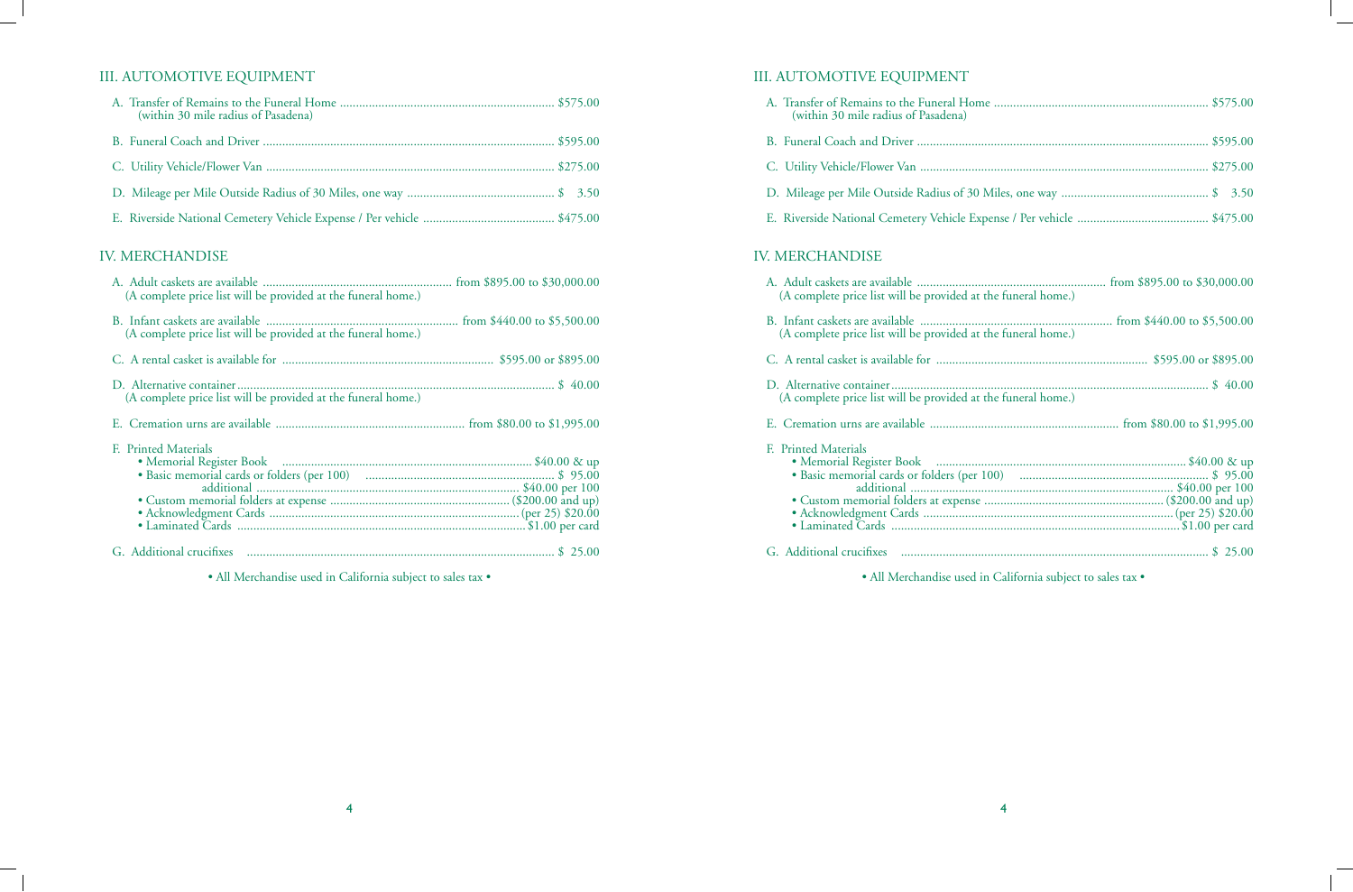## III. AUTOMOTIVE EQUIPMENT

A. Transfer of Remains to the Funeral Home ........ $575.00
(within 30 mile radius of Pasadena)

B. Funeral Coach and Driver ........ $595.00

C. Utility Vehicle/Flower Van ........ $275.00

D. Mileage per Mile Outside Radius of 30 Miles, one way ........ $ 3.50

E. Riverside National Cemetery Vehicle Expense / Per vehicle ........ $475.00

## IV. MERCHANDISE

A. Adult caskets are available ........ from $895.00 to $30,000.00
(A complete price list will be provided at the funeral home.)

B. Infant caskets are available ........ from $440.00 to $5,500.00
(A complete price list will be provided at the funeral home.)

C. A rental casket is available for ........ $595.00 or $895.00

D. Alternative container ........ $ 40.00
(A complete price list will be provided at the funeral home.)

E. Cremation urns are available ........ from $80.00 to $1,995.00

F. Printed Materials
- Memorial Register Book ........ $40.00 & up
- Basic memorial cards or folders (per 100) ........ $ 95.00
  additional ........ $40.00 per 100
- Custom memorial folders at expense ........ ($200.00 and up)
- Acknowledgment Cards ........ (per 25) $20.00
- Laminated Cards ........ $1.00 per card

G. Additional crucifixes ........ $ 25.00

• All Merchandise used in California subject to sales tax •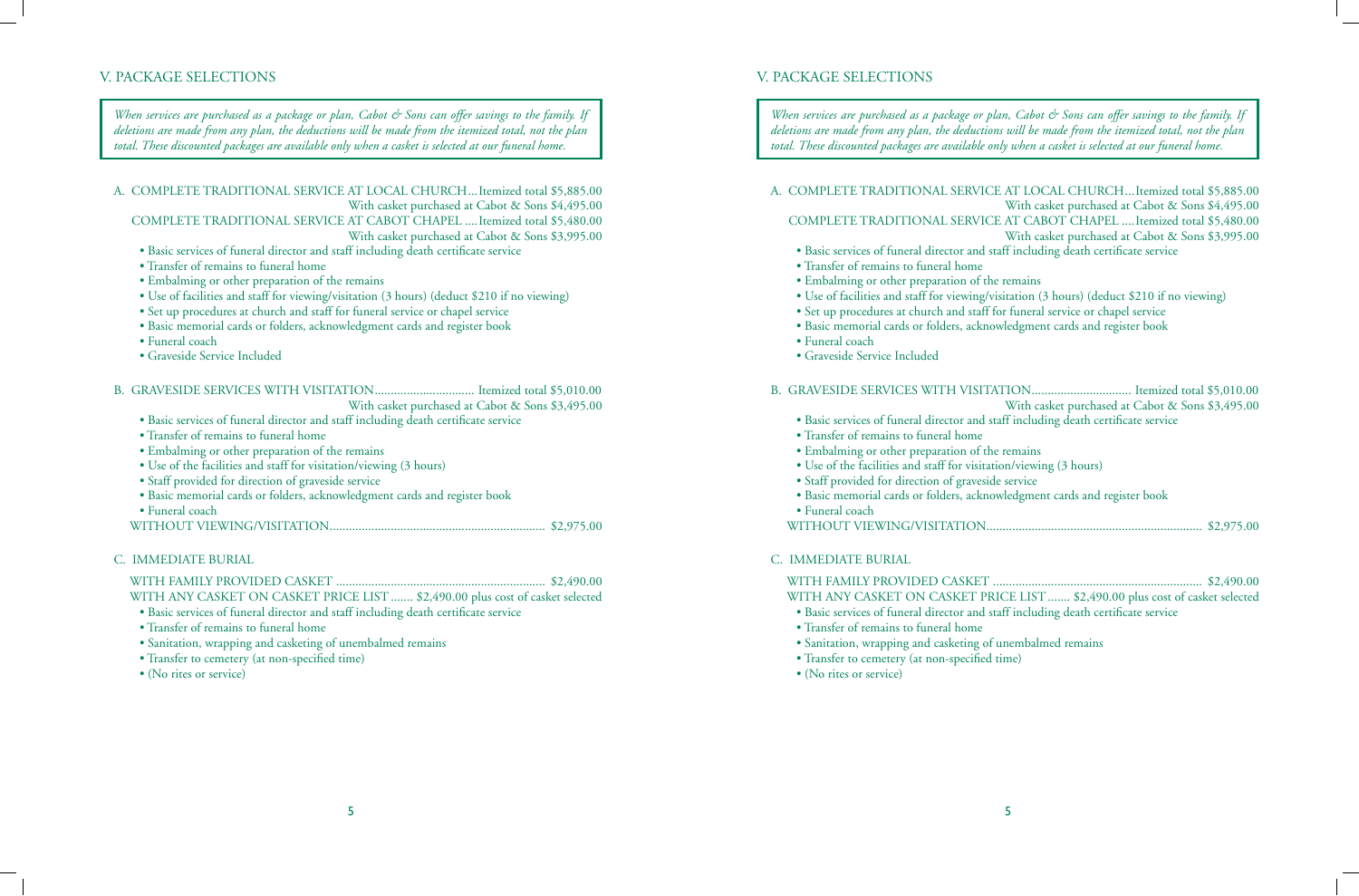## V. PACKAGE SELECTIONS

*When services are purchased as a package or plan, Cabot & Sons can offer savings to the family. If deletions are made from any plan, the deductions will be made from the itemized total, not the plan total. These discounted packages are available only when a casket is selected at our funeral home.*

A. COMPLETE TRADITIONAL SERVICE AT LOCAL CHURCH... Itemized total $5,885.00
With casket purchased at Cabot & Sons $4,495.00

COMPLETE TRADITIONAL SERVICE AT CABOT CHAPEL .... Itemized total $5,480.00
With casket purchased at Cabot & Sons $3,995.00

- Basic services of funeral director and staff including death certificate service
- Transfer of remains to funeral home
- Embalming or other preparation of the remains
- Use of facilities and staff for viewing/visitation (3 hours) (deduct $210 if no viewing)
- Set up procedures at church and staff for funeral service or chapel service
- Basic memorial cards or folders, acknowledgment cards and register book
- Funeral coach
- Graveside Service Included

B. GRAVESIDE SERVICES WITH VISITATION............................... Itemized total $5,010.00
With casket purchased at Cabot & Sons $3,495.00

- Basic services of funeral director and staff including death certificate service
- Transfer of remains to funeral home
- Embalming or other preparation of the remains
- Use of the facilities and staff for visitation/viewing (3 hours)
- Staff provided for direction of graveside service
- Basic memorial cards or folders, acknowledgment cards and register book
- Funeral coach

WITHOUT VIEWING/VISITATION.................................................................. $2,975.00

C. IMMEDIATE BURIAL

WITH FAMILY PROVIDED CASKET ................................................................. $2,490.00

WITH ANY CASKET ON CASKET PRICE LIST ....... $2,490.00 plus cost of casket selected

- Basic services of funeral director and staff including death certificate service
- Transfer of remains to funeral home
- Sanitation, wrapping and casketing of unembalmed remains
- Transfer to cemetery (at non-specified time)
- (No rites or service)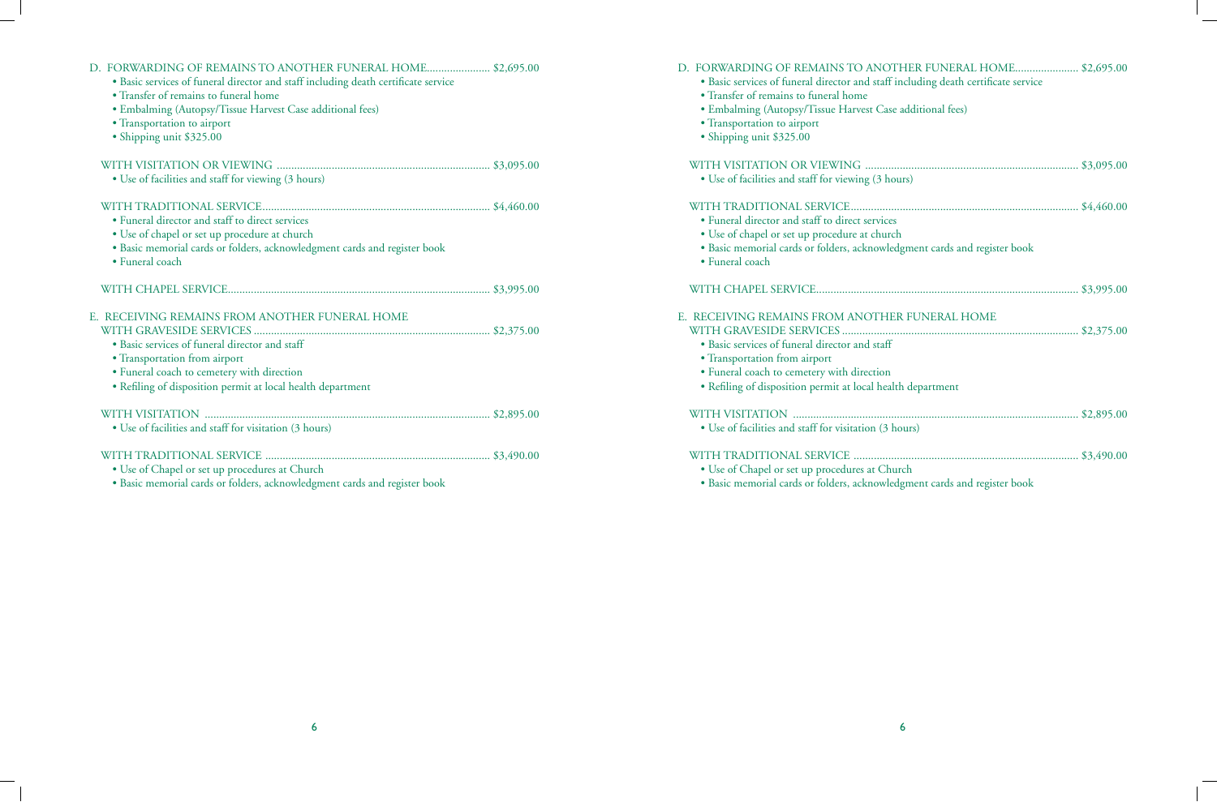D. FORWARDING OF REMAINS TO ANOTHER FUNERAL HOME...................... $2,695.00

- Basic services of funeral director and staff including death certificate service
- Transfer of remains to funeral home
- Embalming (Autopsy/Tissue Harvest Case additional fees)
- Transportation to airport
- Shipping unit $325.00

WITH VISITATION OR VIEWING .......................................................................... $3,095.00

- Use of facilities and staff for viewing (3 hours)

WITH TRADITIONAL SERVICE............................................................................... $4,460.00

- Funeral director and staff to direct services
- Use of chapel or set up procedure at church
- Basic memorial cards or folders, acknowledgment cards and register book
- Funeral coach

WITH CHAPEL SERVICE........................................................................................... $3,995.00

E. RECEIVING REMAINS FROM ANOTHER FUNERAL HOME

WITH GRAVESIDE SERVICES .................................................................................. $2,375.00

- Basic services of funeral director and staff
- Transportation from airport
- Funeral coach to cemetery with direction
- Refiling of disposition permit at local health department

WITH VISITATION .................................................................................................. $2,895.00

- Use of facilities and staff for visitation (3 hours)

WITH TRADITIONAL SERVICE .............................................................................. $3,490.00

- Use of Chapel or set up procedures at Church
- Basic memorial cards or folders, acknowledgment cards and register book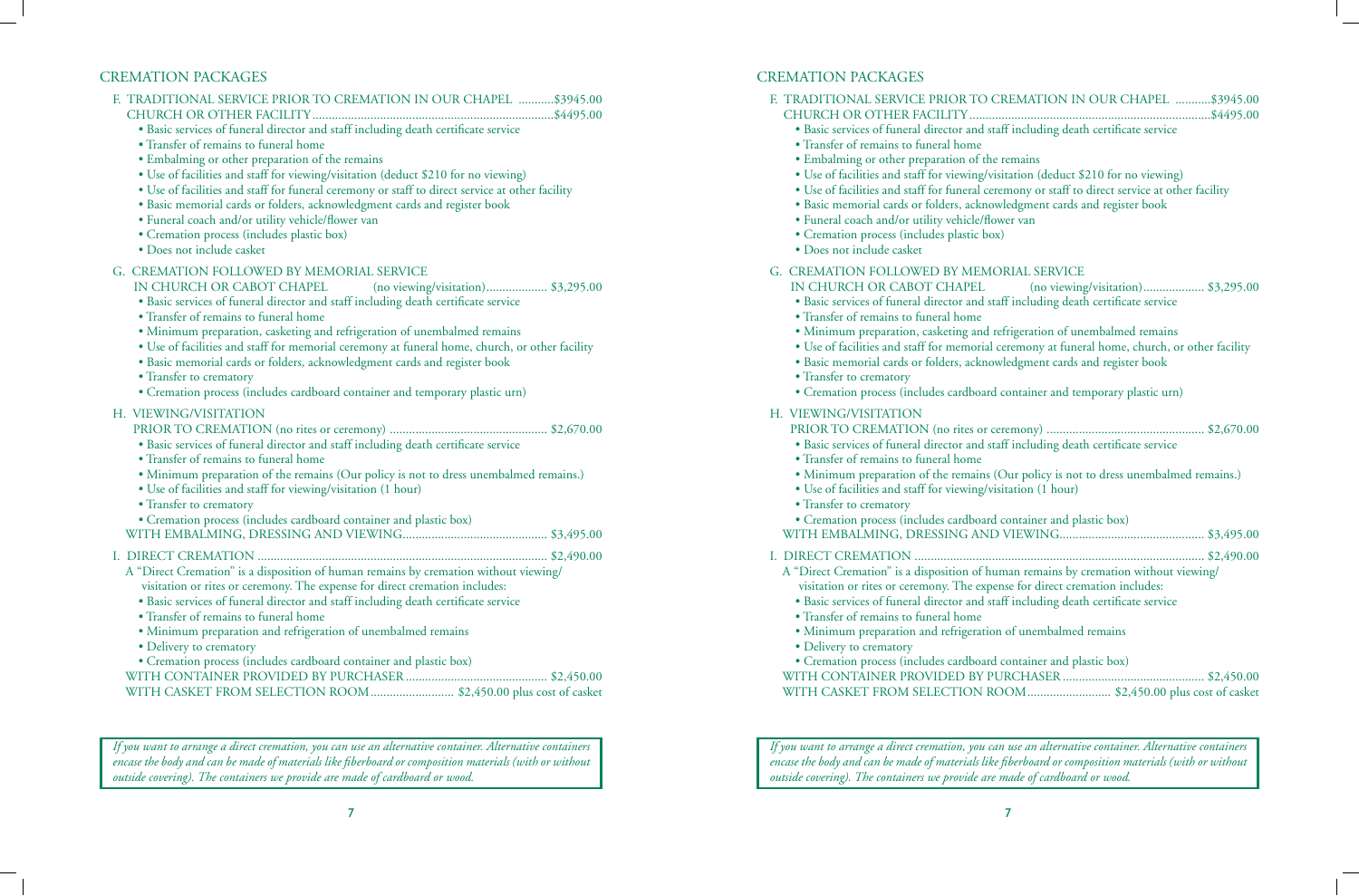## CREMATION PACKAGES

**F. TRADITIONAL SERVICE PRIOR TO CREMATION IN OUR CHAPEL** ...........$3945.00
CHURCH OR OTHER FACILITY ........................................................................$4495.00

- Basic services of funeral director and staff including death certificate service
- Transfer of remains to funeral home
- Embalming or other preparation of the remains
- Use of facilities and staff for viewing/visitation (deduct $210 for no viewing)
- Use of facilities and staff for funeral ceremony or staff to direct service at other facility
- Basic memorial cards or folders, acknowledgment cards and register book
- Funeral coach and/or utility vehicle/flower van
- Cremation process (includes plastic box)
- Does not include casket

**G. CREMATION FOLLOWED BY MEMORIAL SERVICE**
IN CHURCH OR CABOT CHAPEL (no viewing/visitation).................. $3,295.00

- Basic services of funeral director and staff including death certificate service
- Transfer of remains to funeral home
- Minimum preparation, casketing and refrigeration of unembalmed remains
- Use of facilities and staff for memorial ceremony at funeral home, church, or other facility
- Basic memorial cards or folders, acknowledgment cards and register book
- Transfer to crematory
- Cremation process (includes cardboard container and temporary plastic urn)

**H. VIEWING/VISITATION**
PRIOR TO CREMATION (no rites or ceremony) ................................................ $2,670.00

- Basic services of funeral director and staff including death certificate service
- Transfer of remains to funeral home
- Minimum preparation of the remains (Our policy is not to dress unembalmed remains.)
- Use of facilities and staff for viewing/visitation (1 hour)
- Transfer to crematory
- Cremation process (includes cardboard container and plastic box)

WITH EMBALMING, DRESSING AND VIEWING............................................ $3,495.00

**I. DIRECT CREMATION** ......................................................................................... $2,490.00

A "Direct Cremation" is a disposition of human remains by cremation without viewing/visitation or rites or ceremony. The expense for direct cremation includes:

- Basic services of funeral director and staff including death certificate service
- Transfer of remains to funeral home
- Minimum preparation and refrigeration of unembalmed remains
- Delivery to crematory
- Cremation process (includes cardboard container and plastic box)

WITH CONTAINER PROVIDED BY PURCHASER ........................................... $2,450.00
WITH CASKET FROM SELECTION ROOM.......................... $2,450.00 plus cost of casket

*If you want to arrange a direct cremation, you can use an alternative container. Alternative containers encase the body and can be made of materials like fiberboard or composition materials (with or without outside covering). The containers we provide are made of cardboard or wood.*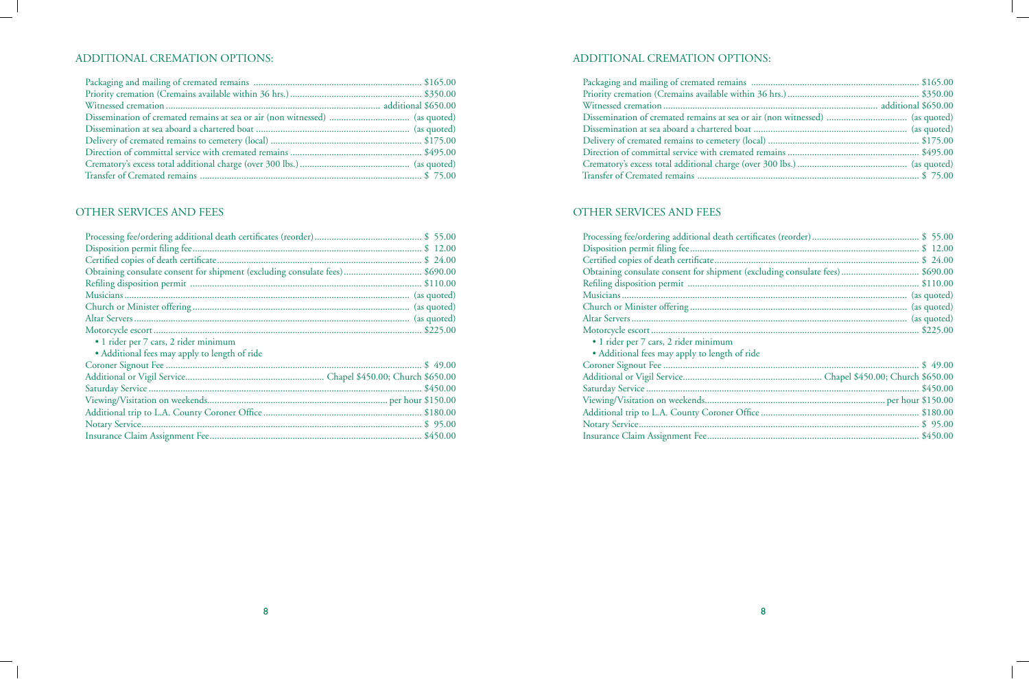## ADDITIONAL CREMATION OPTIONS:

| | |
|---|---|
| Packaging and mailing of cremated remains | $165.00 |
| Priority cremation (Cremains available within 36 hrs.) | $350.00 |
| Witnessed cremation | additional $650.00 |
| Dissemination of cremated remains at sea or air (non witnessed) | (as quoted) |
| Dissemination at sea aboard a chartered boat | (as quoted) |
| Delivery of cremated remains to cemetery (local) | $175.00 |
| Direction of committal service with cremated remains | $495.00 |
| Crematory's excess total additional charge (over 300 lbs.) | (as quoted) |
| Transfer of Cremated remains | $ 75.00 |

## OTHER SERVICES AND FEES

| | |
|---|---|
| Processing fee/ordering additional death certificates (reorder) | $ 55.00 |
| Disposition permit filing fee | $ 12.00 |
| Certified copies of death certificate | $ 24.00 |
| Obtaining consulate consent for shipment (excluding consulate fees) | $690.00 |
| Refiling disposition permit | $110.00 |
| Musicians | (as quoted) |
| Church or Minister offering | (as quoted) |
| Altar Servers | (as quoted) |
| Motorcycle escort | $225.00 |
| • 1 rider per 7 cars, 2 rider minimum | |
| • Additional fees may apply to length of ride | |
| Coroner Signout Fee | $ 49.00 |
| Additional or Vigil Service | Chapel $450.00; Church $650.00 |
| Saturday Service | $450.00 |
| Viewing/Visitation on weekends | per hour $150.00 |
| Additional trip to L.A. County Coroner Office | $180.00 |
| Notary Service | $ 95.00 |
| Insurance Claim Assignment Fee | $450.00 |

## ADDITIONAL CREMATION OPTIONS:

| | |
|---|---|
| Packaging and mailing of cremated remains | $165.00 |
| Priority cremation (Cremains available within 36 hrs.) | $350.00 |
| Witnessed cremation | additional $650.00 |
| Dissemination of cremated remains at sea or air (non witnessed) | (as quoted) |
| Dissemination at sea aboard a chartered boat | (as quoted) |
| Delivery of cremated remains to cemetery (local) | $175.00 |
| Direction of committal service with cremated remains | $495.00 |
| Crematory's excess total additional charge (over 300 lbs.) | (as quoted) |
| Transfer of Cremated remains | $ 75.00 |

## OTHER SERVICES AND FEES

| | |
|---|---|
| Processing fee/ordering additional death certificates (reorder) | $ 55.00 |
| Disposition permit filing fee | $ 12.00 |
| Certified copies of death certificate | $ 24.00 |
| Obtaining consulate consent for shipment (excluding consulate fees) | $690.00 |
| Refiling disposition permit | $110.00 |
| Musicians | (as quoted) |
| Church or Minister offering | (as quoted) |
| Altar Servers | (as quoted) |
| Motorcycle escort | $225.00 |
| • 1 rider per 7 cars, 2 rider minimum | |
| • Additional fees may apply to length of ride | |
| Coroner Signout Fee | $ 49.00 |
| Additional or Vigil Service | Chapel $450.00; Church $650.00 |
| Saturday Service | $450.00 |
| Viewing/Visitation on weekends | per hour $150.00 |
| Additional trip to L.A. County Coroner Office | $180.00 |
| Notary Service | $ 95.00 |
| Insurance Claim Assignment Fee | $450.00 |